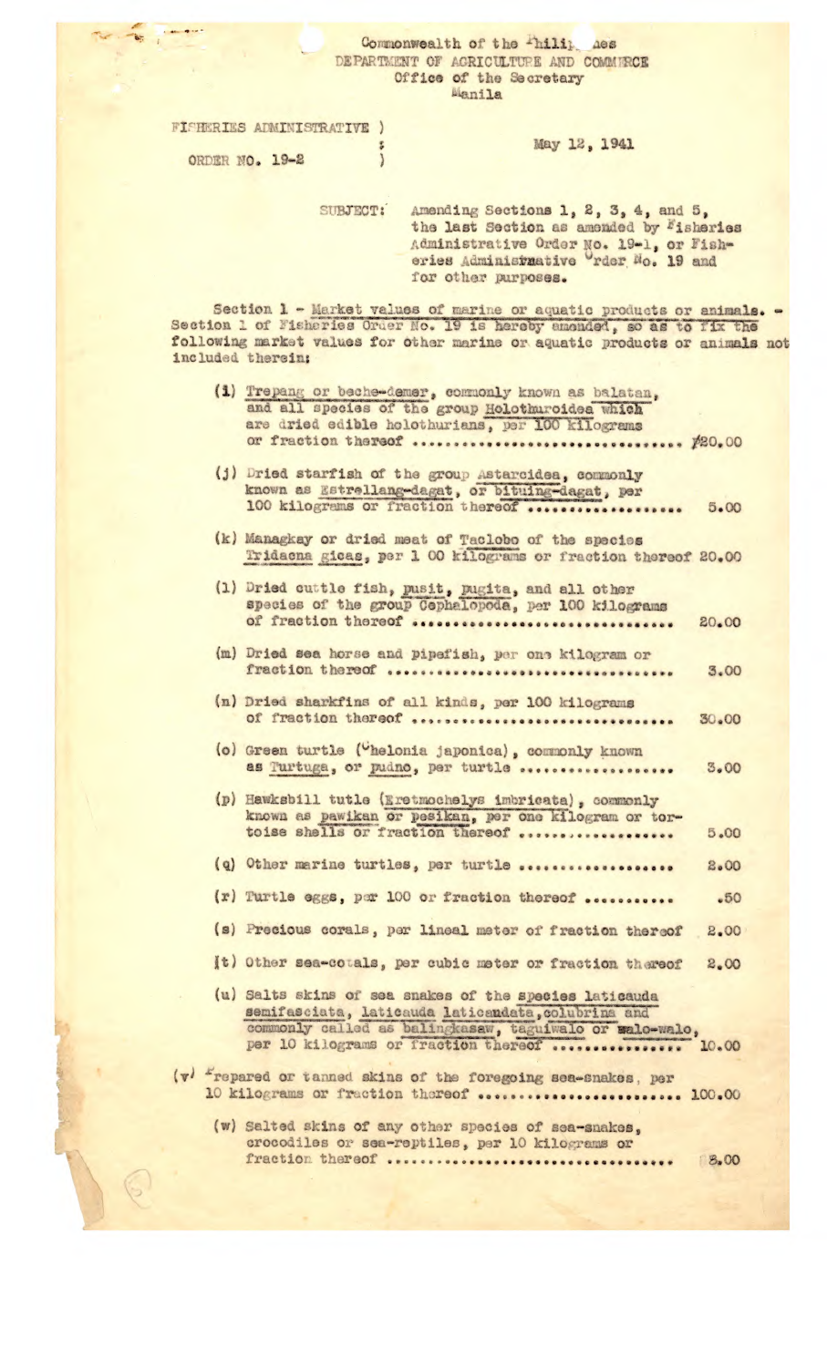Commonwealth of the Philippines
DEPARTMENT OF AGRICULTURE AND COMMERCE
Office of the Secretary
Manila

FISHERIES ADMINISTRATIVE ORDER NO. 19-2

May 12, 1941

SUBJECT: Amending Sections 1, 2, 3, 4, and 5, the last Section as amended by Fisheries Administrative Order No. 19-1, or Fisheries Administrative Order No. 19 and for other purposes.

Section 1 - Market values of marine or aquatic products or animals. - Section 1 of Fisheries Order No. 19 is hereby amended, so as to fix the following market values for other marine or aquatic products or animals not included therein:

(i) Trepang or beche-demer, commonly known as balatan, and all species of the group Holothuroidea which are dried edible holothurians, per 100 kilograms or fraction thereof .............................. ₱20.00

(j) Dried starfish of the group Astarcidea, commonly known as Estrellang-dagat, or bituing-dagat, per 100 kilograms or fraction thereof .................. 5.00

(k) Managkay or dried meat of Taclobo of the species Tridacna gicas, per 1 00 kilograms or fraction thereof 20.00

(l) Dried cuttle fish, pusit, pugita, and all other species of the group Cephalopoda, per 100 kilograms of fraction thereof .............................. 20.00

(m) Dried sea horse and pipefish, per one kilogram or fraction thereof .................................. 3.00

(n) Dried sharkfins of all kinds, per 100 kilograms of fraction thereof .............................. 30.00

(o) Green turtle (Chelonia japonica), commonly known as Turtuga, or pudno, per turtle .................. 3.00

(p) Hawksbill tutle (Eretmochelys imbricata), commonly known as pawikan or pesikan, per one kilogram or tortoise shells or fraction thereof .................. 5.00

(q) Other marine turtles, per turtle .................. 2.00

(r) Turtle eggs, per 100 or fraction thereof ............ .50

(s) Precious corals, per lineal meter of fraction thereof 2.00

(t) Other sea-corals, per cubic meter or fraction thereof 2.00

(u) Salts skins of sea snakes of the species laticauda semifasciata, laticauda laticaudata, colubrina and commonly called as balingkasaw, taguiwalo or walo-walo, per 10 kilograms or fraction thereof ................ 10.00

(v) Prepared or tanned skins of the foregoing sea-snakes, per 10 kilograms or fraction thereof ........................ 100.00

(w) Salted skins of any other species of sea-snakes, crocodiles or sea-reptiles, per 10 kilograms or fraction thereof .................................. 8.00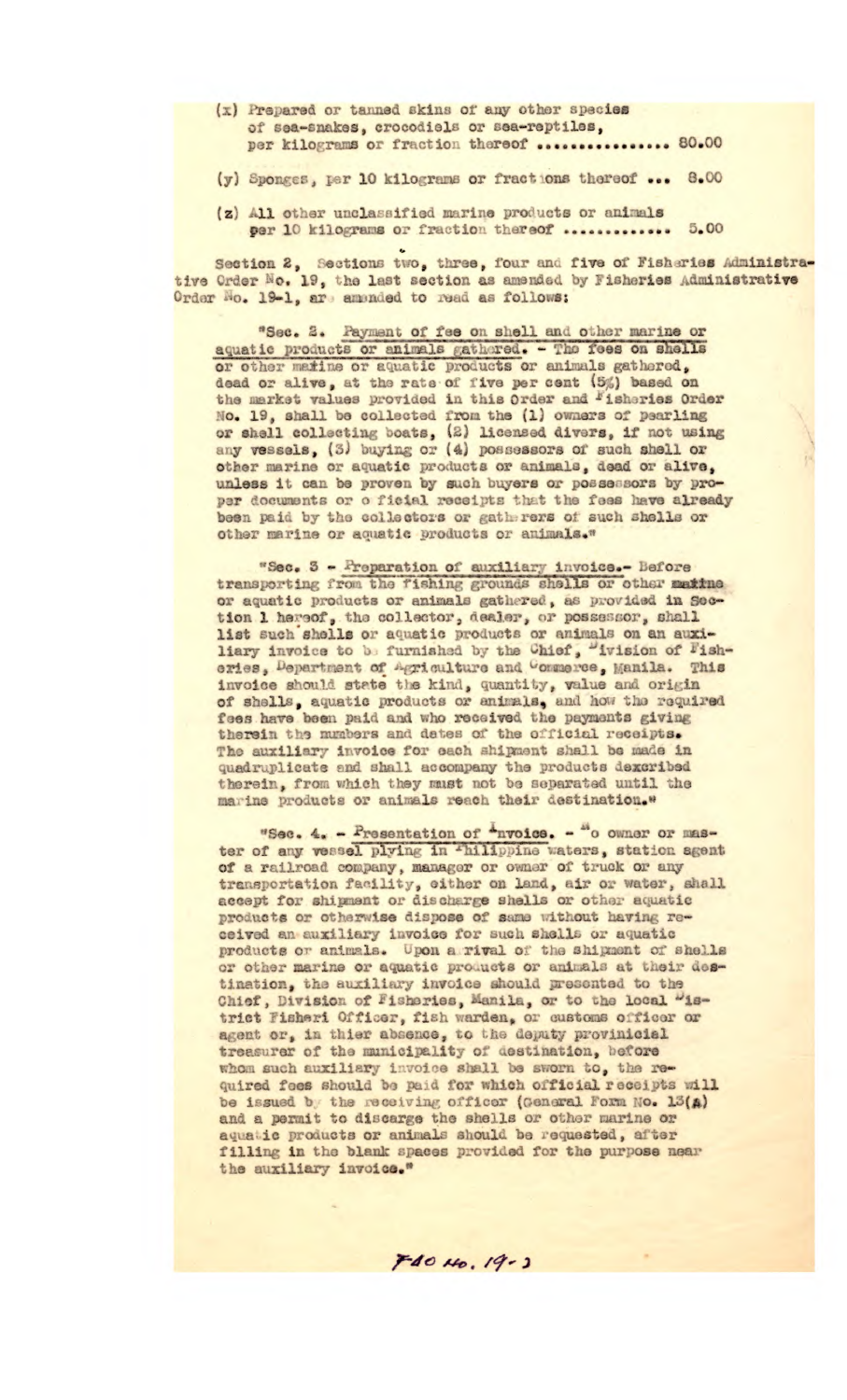(x) Prepared or tanned skins of any other species of sea-snakes, crocodiels or sea-reptiles, per kilograms or fraction thereof ................ 80.00

(y) Sponges, per 10 kilograms or fractions thereof ... 8.00

(z) All other unclassified marine products or animals per 10 kilograms or fraction thereof .............. 5.00

Section 2, Sections two, three, four and five of Fisheries Administrative Order No. 19, the last section as amended by Fisheries Administrative Order No. 19-1, are amended to read as follows:

"Sec. 2. Payment of fee on shell and other marine or aquatic products or animals gathered. - The fees on shells or other marine or aquatic products or animals gathered, dead or alive, at the rate of five per cent (5%) based on the market values provided in this Order and Fisheries Order No. 19, shall be collected from the (1) owners of pearling or shell collecting boats, (2) licensed divers, if not using any vessels, (3) buying or (4) possessors of such shell or other marine or aquatic products or animals, dead or alive, unless it can be proven by such buyers or possessors by proper documents or official receipts that the fees have already been paid by the collectors or gatherers of such shells or other marine or aquatic products or animals."

"Sec. 3 - Preparation of auxiliary invoice.- Before transporting from the fishing grounds shells or other marine or aquatic products or animals gathered, as provided in Section 1 hereof, the collector, dealer, or possessor, shall list such shells or aquatic products or animals on an auxiliary invoice to be furnished by the Chief, Division of Fisheries, Department of Agriculture and Commerce, Manila. This invoice should state the kind, quantity, value and origin of shells, aquatic products or animals, and how the required fees have been paid and who received the payments giving therein the numbers and dates of the official receipts. The auxiliary invoice for each shipment shall be made in quadruplicate and shall accompany the products dexcribed therein, from which they must not be separated until the marine products or animals reach their destination."

"Sec. 4. - Presentation of Invoice. - No owner or master of any vessel plying in Philippine waters, station agent of a railroad company, manager or owner of truck or any transportation facility, either on land, air or water, shall accept for shipment or discharge shells or other aquatic products or otherwise dispose of same without having received an auxiliary invoice for such shells or aquatic products or animals. Upon arrival of the shipment of shells or other marine or aquatic products or animals at their destination, the auxiliary invoice should presented to the Chief, Division of Fisheries, Manila, or to the local District Fisheri Officer, fish warden, or customs officer or agent or, in thier absence, to the deputy provinicial treasurer of the municipality of destination, before whom such auxiliary invoice shall be sworn to, the required fees should be paid for which official receipts will be issued by the receiving officer (General Form No. 13(A) and a permit to discarge the shells or other marine or aquatic products or animals should be requested, after filling in the blank spaces provided for the purpose near the auxiliary invoice."

FAO No. 19-2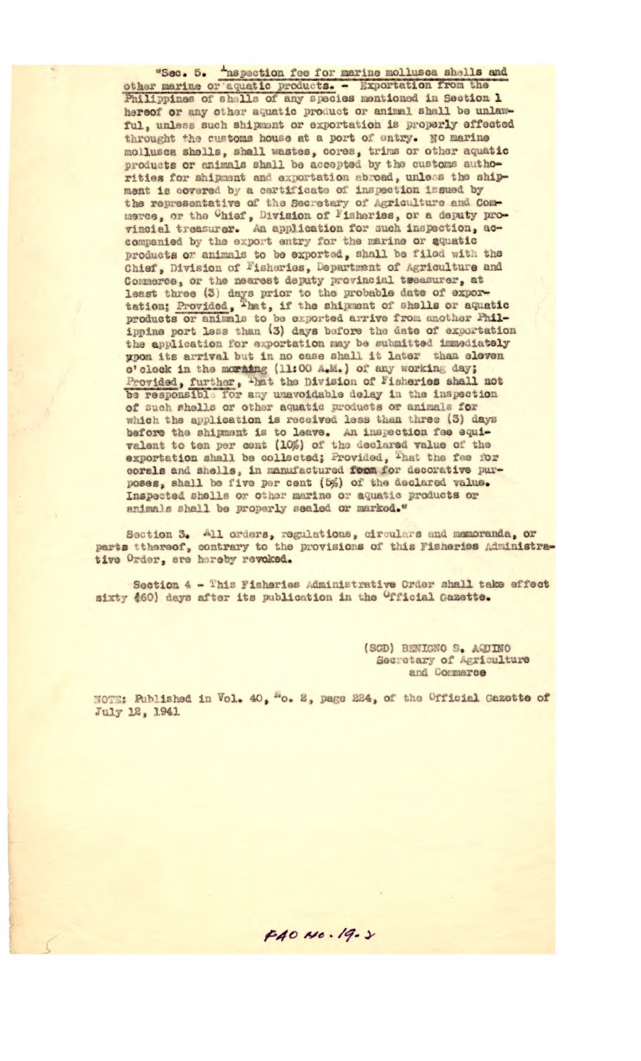"Sec. 5. Inspection fee for marine mollusca shells and other marine or aquatic products. - Exportation from the Philippines of shells of any species mentioned in Section 1 hereof or any other aquatic product or animal shall be unlawful, unless such shipment or exportation is properly effected throught the customs house at a port of entry. No marine mollusca shells, shell wastes, cores, trims or other aquatic products or animals shall be accepted by the customs authorities for shipment and exportation abroad, unless the shipment is covered by a certificate of inspection issued by the representative of the Secretary of Agriculture and Commerce, or the Chief, Division of Fisheries, or a deputy provincial treasurer. An application for such inspection, accompanied by the export entry for the marine or aquatic products or animals to be exported, shall be filed with the Chief, Division of Fisheries, Department of Agriculture and Commerce, or the nearest deputy provincial treasurer, at least three (3) days prior to the probable date of exportation; Provided, That, if the shipment of shells or aquatic products or animals to be exported arrive from another Philippine port less than (3) days before the date of exportation the application for exportation may be submitted immediately upon its arrival but in no case shall it later than eleven o'clock in the morning (11:00 A.M.) of any working day; Provided, further, That the Division of Fisheries shall not be responsible for any unavoidable delay in the inspection of such shells or other aquatic products or animals for which the application is received less than three (3) days before the shipment is to leave. An inspection fee equivalent to ten per cent (10%) of the declared value of the exportation shall be collected; Provided, That the fee for corals and shells, in manufactured form for decorative purposes, shall be five per cent (5%) of the declared value. Inspected shells or other marine or aquatic products or animals shall be properly sealed or marked."

Section 3. All orders, regulations, circulars and memoranda, or parts thereof, contrary to the provisions of this Fisheries Administrative Order, are hereby revoked.

Section 4 - This Fisheries Administrative Order shall take effect sixty (60) days after its publication in the Official Gazette.

(SGD) BENIGNO S. AQUINO
Secretary of Agriculture
and Commerce

NOTE: Published in Vol. 40, No. 2, page 224, of the Official Gazette of July 12, 1941

FAO No. 19-2